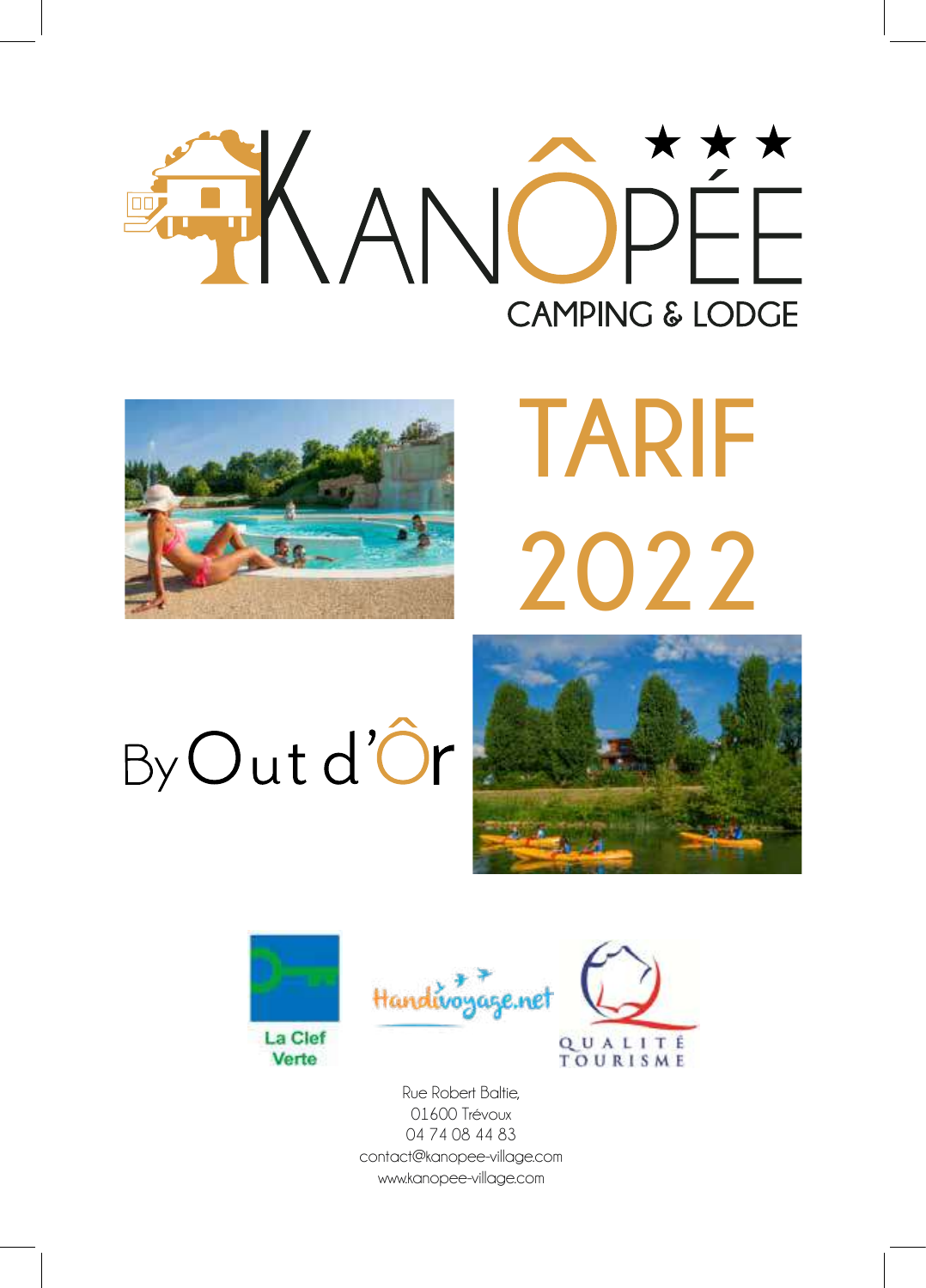# KANÔPÉE ★★★

CAMPING & LODGE

# TARIF 2022

By Out d'Ôr

La Clef Verte

Handivoyage.net

QUALITÉ TOURISME

Rue Robert Baltie,
01600 Trévoux
04 74 08 44 83
contact@kanopee-village.com
www.kanopee-village.com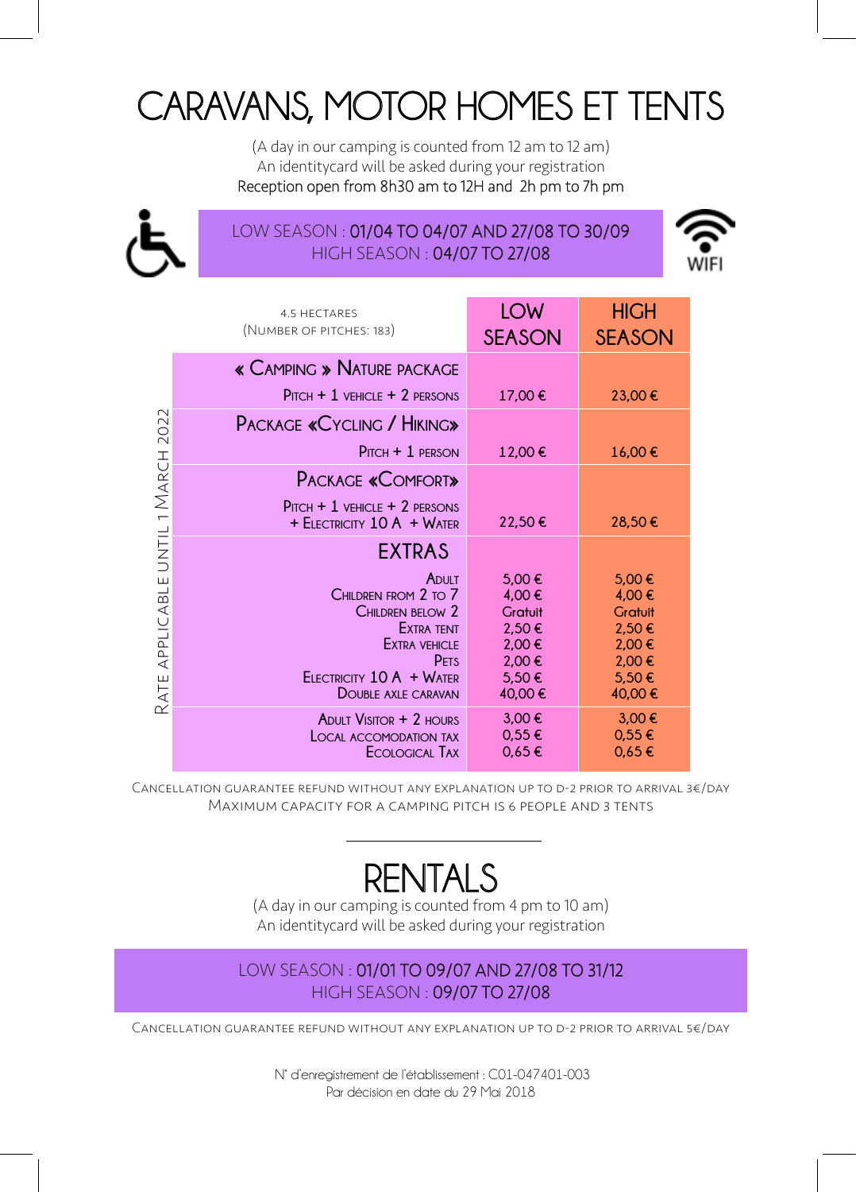# CARAVANS, MOTOR HOMES ET TENTS

(A day in our camping is counted from 12 am to 12 am)
An identitycard will be asked during your registration
Reception open from 8h30 am to 12H and 2h pm to 7h pm

LOW SEASON : 01/04 TO 04/07 AND 27/08 TO 30/09
HIGH SEASON : 04/07 TO 27/08

WIFI

Rate applicable until 1 March 2022

| 4.5 hectares (Number of pitches: 183) | LOW SEASON | HIGH SEASON |
|---|---|---|
| **« Camping » Nature package** | | |
| Pitch + 1 vehicle + 2 persons | 17,00 € | 23,00 € |
| **Package «Cycling / Hiking»** | | |
| Pitch + 1 person | 12,00 € | 16,00 € |
| **Package «Comfort»** | | |
| Pitch + 1 vehicle + 2 persons + Electricity 10 A + Water | 22,50 € | 28,50 € |
| **EXTRAS** | | |
| Adult | 5,00 € | 5,00 € |
| Children from 2 to 7 | 4,00 € | 4,00 € |
| Children below 2 | Gratuit | Gratuit |
| Extra tent | 2,50 € | 2,50 € |
| Extra vehicle | 2,00 € | 2,00 € |
| Pets | 2,00 € | 2,00 € |
| Electricity 10 A + Water | 5,50 € | 5,50 € |
| Double axle caravan | 40,00 € | 40,00 € |
| Adult Visitor + 2 hours | 3,00 € | 3,00 € |
| Local accomodation tax | 0,55 € | 0,55 € |
| Ecological Tax | 0,65 € | 0,65 € |

Cancellation guarantee refund without any explanation up to D-2 prior to arrival 3€/day
Maximum capacity for a camping pitch is 6 people and 3 tents

# RENTALS

(A day in our camping is counted from 4 pm to 10 am)
An identitycard will be asked during your registration

LOW SEASON : 01/01 TO 09/07 AND 27/08 TO 31/12
HIGH SEASON : 09/07 TO 27/08

Cancellation guarantee refund without any explanation up to D-2 prior to arrival 5€/day

N° d'enregistrement de l'établissement : C01-047401-003
Par décision en date du 29 Mai 2018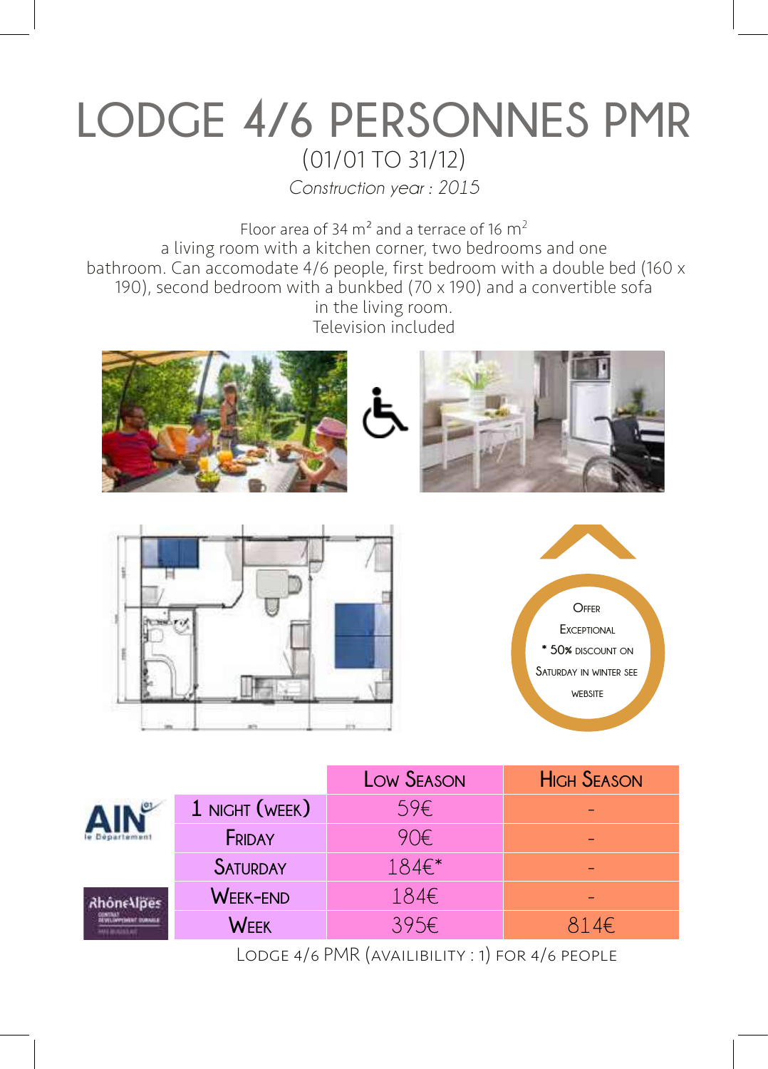# LODGE 4/6 PERSONNES PMR

(01/01 TO 31/12)

*Construction year : 2015*

Floor area of 34 m² and a terrace of 16 m²
a living room with a kitchen corner, two bedrooms and one bathroom. Can accomodate 4/6 people, first bedroom with a double bed (160 x 190), second bedroom with a bunkbed (70 x 190) and a convertible sofa in the living room.
Television included

Offer
Exceptional
* 50% discount on
Saturday in winter see
website

| | Low Season | High Season |
|---|---|---|
| 1 night (week) | 59€ | - |
| Friday | 90€ | - |
| Saturday | 184€* | - |
| Week-end | 184€ | - |
| Week | 395€ | 814€ |

Lodge 4/6 PMR (availibility : 1) for 4/6 people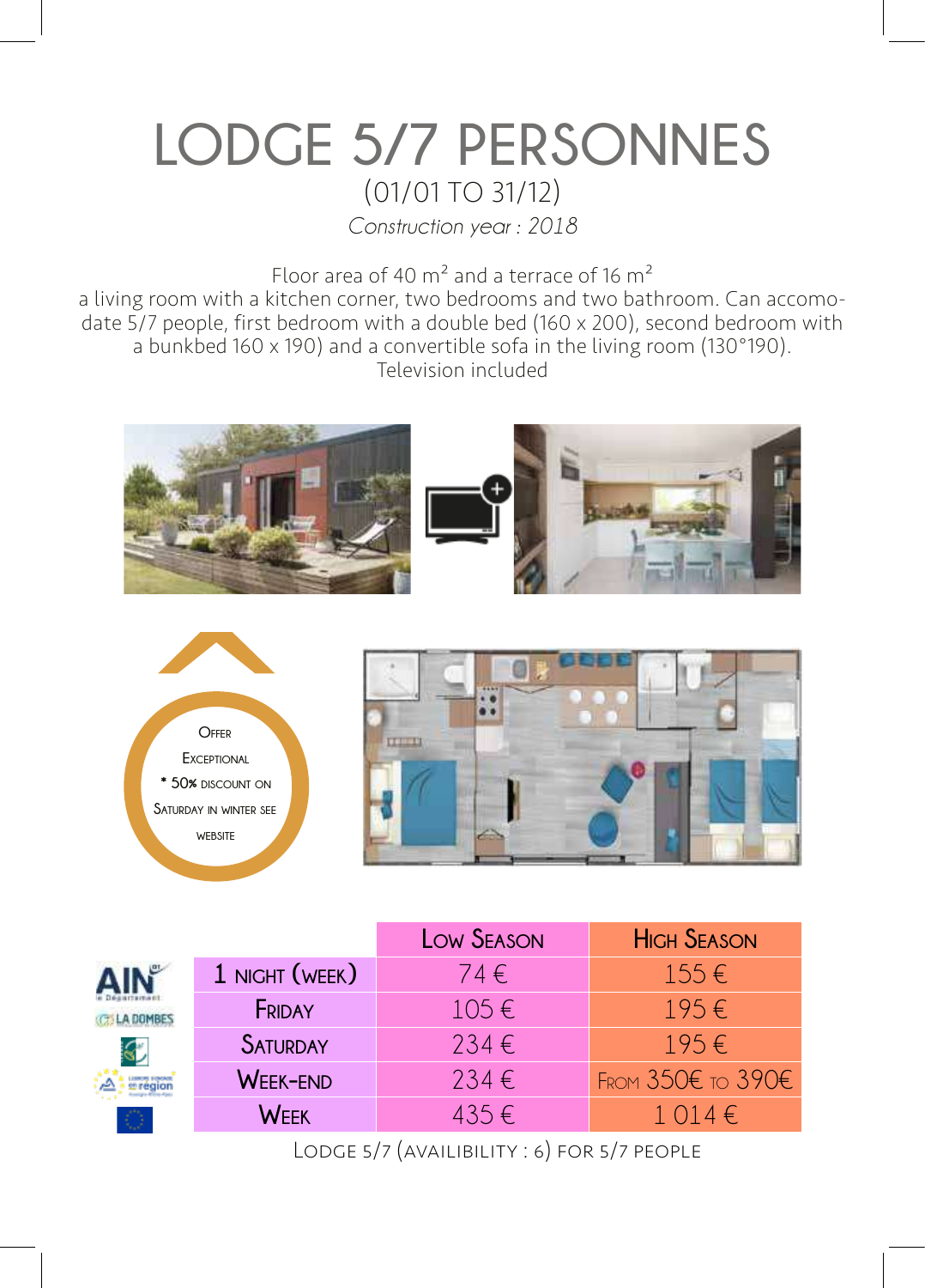# LODGE 5/7 PERSONNES

(01/01 TO 31/12)

*Construction year : 2018*

Floor area of 40 m² and a terrace of 16 m²
a living room with a kitchen corner, two bedrooms and two bathroom. Can accomodate 5/7 people, first bedroom with a double bed (160 x 200), second bedroom with a bunkbed 160 x 190) and a convertible sofa in the living room (130°190).
Television included

Offer Exceptional * 50% discount on Saturday in winter see website

| | Low Season | High Season |
|---|---|---|
| 1 night (week) | 74 € | 155 € |
| Friday | 105 € | 195 € |
| Saturday | 234 € | 195 € |
| Week-end | 234 € | From 350€ to 390€ |
| Week | 435 € | 1 014 € |

Lodge 5/7 (availibility : 6) for 5/7 people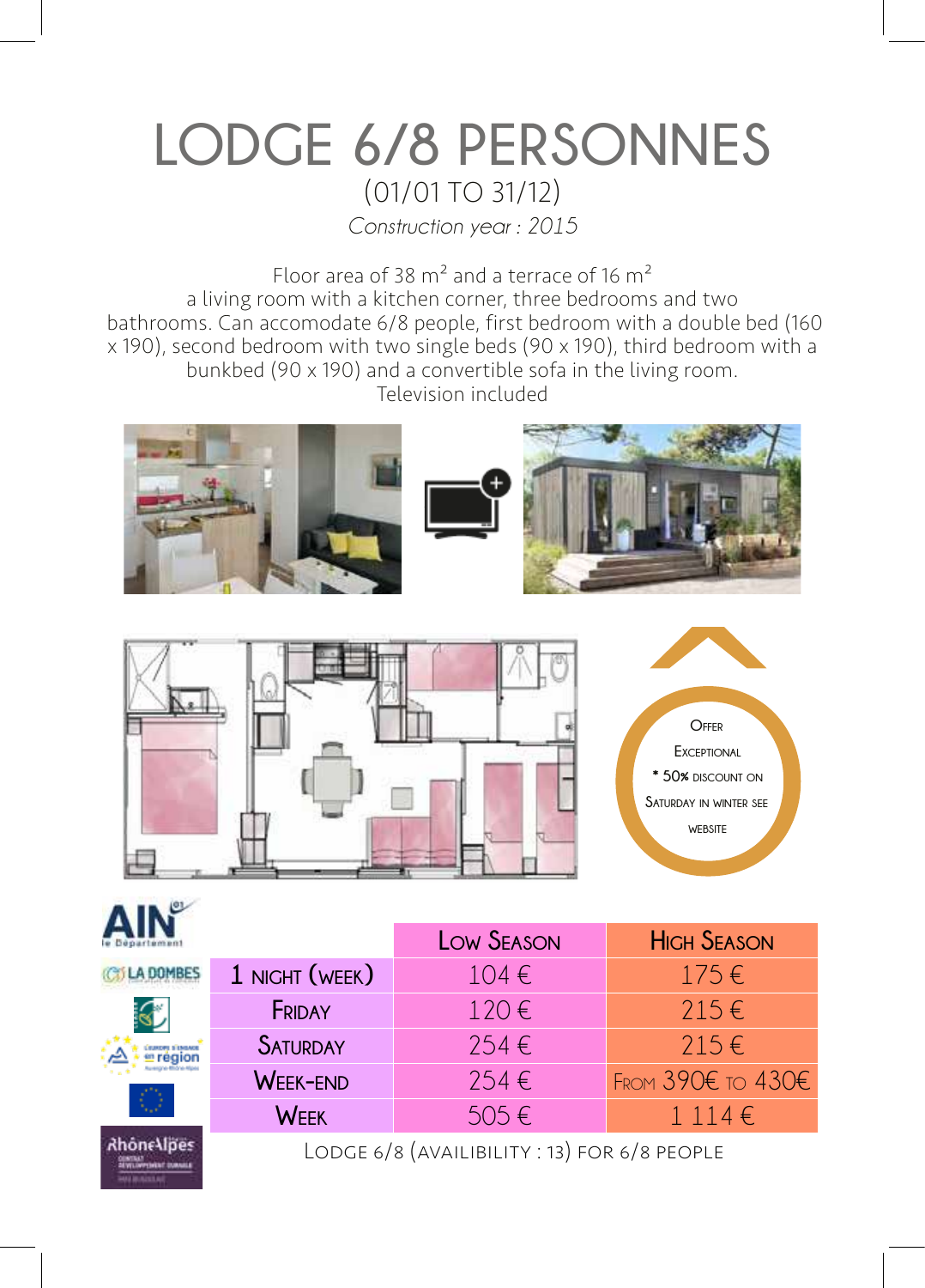# LODGE 6/8 PERSONNES

(01/01 TO 31/12)

*Construction year : 2015*

Floor area of 38 m² and a terrace of 16 m²
a living room with a kitchen corner, three bedrooms and two bathrooms. Can accomodate 6/8 people, first bedroom with a double bed (160 x 190), second bedroom with two single beds (90 x 190), third bedroom with a bunkbed (90 x 190) and a convertible sofa in the living room.
Television included

Offer Exceptional
* 50% discount on Saturday in winter see website

| | Low Season | High Season |
|---|---|---|
| 1 night (week) | 104 € | 175 € |
| Friday | 120 € | 215 € |
| Saturday | 254 € | 215 € |
| Week-end | 254 € | From 390€ to 430€ |
| Week | 505 € | 1 114 € |

Lodge 6/8 (availibility : 13) for 6/8 people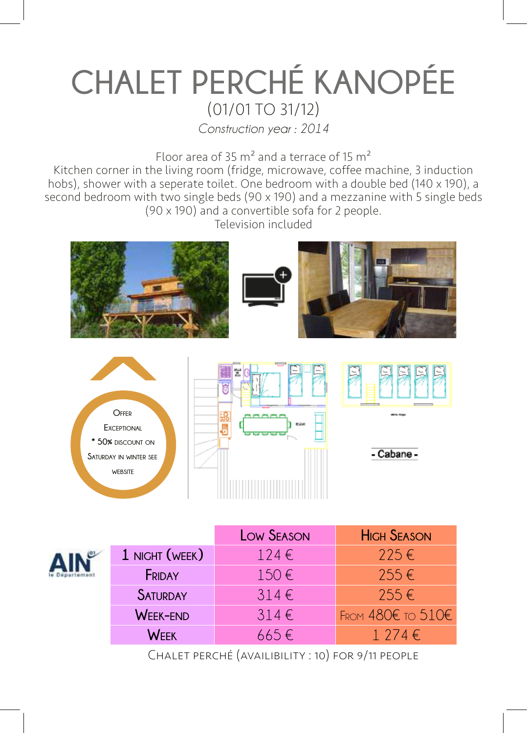# CHALET PERCHÉ KANOPÉE

(01/01 TO 31/12)

*Construction year : 2014*

Floor area of 35 m² and a terrace of 15 m²
Kitchen corner in the living room (fridge, microwave, coffee machine, 3 induction hobs), shower with a seperate toilet. One bedroom with a double bed (140 x 190), a second bedroom with two single beds (90 x 190) and a mezzanine with 5 single beds (90 x 190) and a convertible sofa for 2 people.
Television included

Offer Exceptional
* 50% discount on Saturday in winter see website

- Cabane -

| | Low Season | High Season |
|---|---|---|
| 1 night (week) | 124 € | 225 € |
| Friday | 150 € | 255 € |
| Saturday | 314 € | 255 € |
| Week-end | 314 € | From 480€ to 510€ |
| Week | 665 € | 1 274 € |

Chalet perché (availibility : 10) for 9/11 people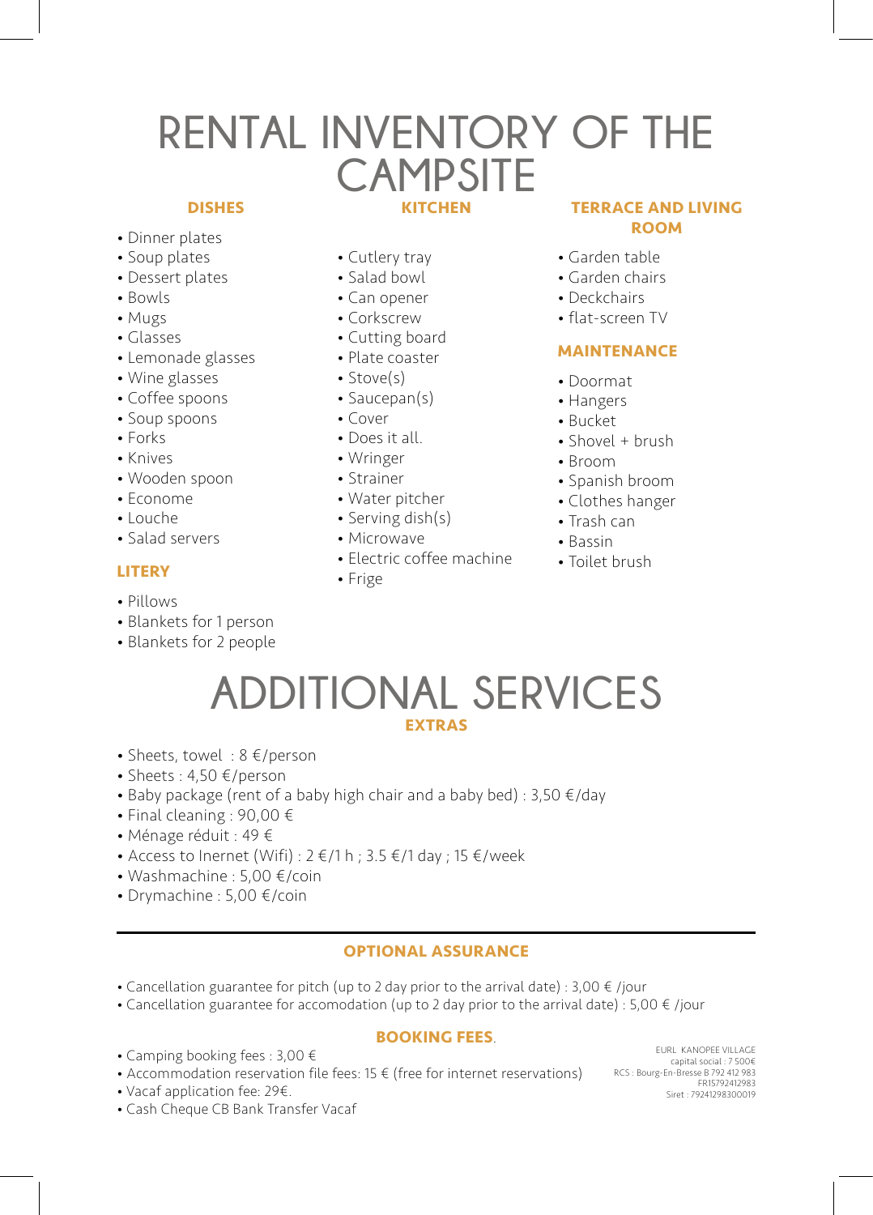# RENTAL INVENTORY OF THE CAMPSITE

### DISHES

- Dinner plates
- Soup plates
- Dessert plates
- Bowls
- Mugs
- Glasses
- Lemonade glasses
- Wine glasses
- Coffee spoons
- Soup spoons
- Forks
- Knives
- Wooden spoon
- Econome
- Louche
- Salad servers

### LITERY

- Pillows
- Blankets for 1 person
- Blankets for 2 people

### KITCHEN

- Cutlery tray
- Salad bowl
- Can opener
- Corkscrew
- Cutting board
- Plate coaster
- Stove(s)
- Saucepan(s)
- Cover
- Does it all.
- Wringer
- Strainer
- Water pitcher
- Serving dish(s)
- Microwave
- Electric coffee machine
- Frige

### TERRACE AND LIVING ROOM

- Garden table
- Garden chairs
- Deckchairs
- flat-screen TV

### MAINTENANCE

- Doormat
- Hangers
- Bucket
- Shovel + brush
- Broom
- Spanish broom
- Clothes hanger
- Trash can
- Bassin
- Toilet brush

# ADDITIONAL SERVICES

### EXTRAS

- Sheets, towel : 8 €/person
- Sheets : 4,50 €/person
- Baby package (rent of a baby high chair and a baby bed) : 3,50 €/day
- Final cleaning : 90,00 €
- Ménage réduit : 49 €
- Access to Inernet (Wifi) : 2 €/1 h ; 3.5 €/1 day ; 15 €/week
- Washmachine : 5,00 €/coin
- Drymachine : 5,00 €/coin

---

### OPTIONAL ASSURANCE

- Cancellation guarantee for pitch (up to 2 day prior to the arrival date) : 3,00 € /jour
- Cancellation guarantee for accomodation (up to 2 day prior to the arrival date) : 5,00 € /jour

### BOOKING FEES.

- Camping booking fees : 3,00 €
- Accommodation reservation file fees: 15 € (free for internet reservations)
- Vacaf application fee: 29€.
- Cash Cheque CB Bank Transfer Vacaf

EURL KANOPEE VILLAGE
capital social : 7 500€
RCS : Bourg-En-Bresse B 792 412 983
FR15792412983
Siret : 79241298300019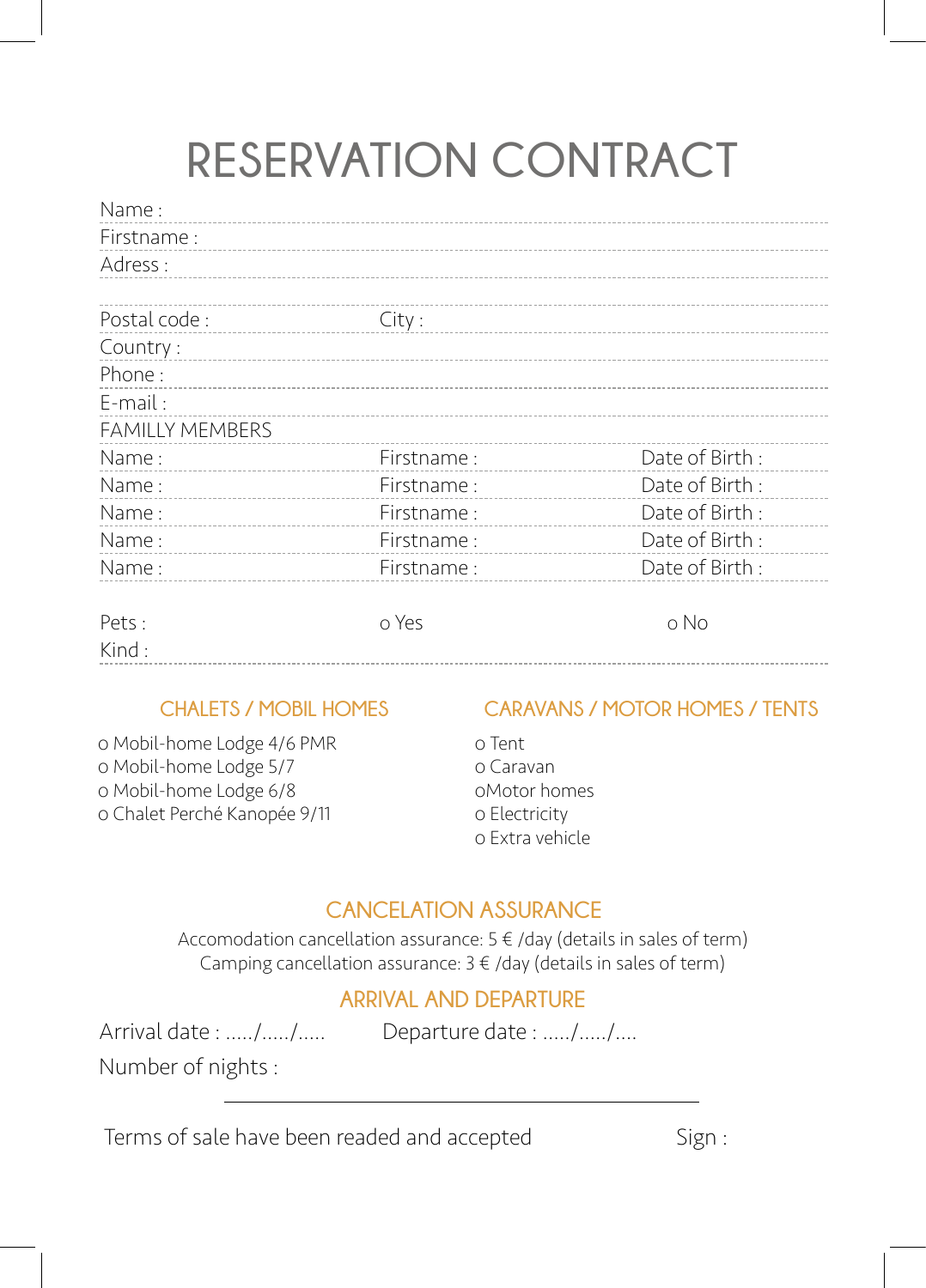# RESERVATION CONTRACT

Name :

Firstname :

Adress :

Postal code : City :

Country :

Phone :

E-mail :

FAMILLY MEMBERS

| Name : | Firstname : | Date of Birth : |
|---|---|---|
| Name : | Firstname : | Date of Birth : |
| Name : | Firstname : | Date of Birth : |
| Name : | Firstname : | Date of Birth : |
| Name : | Firstname : | Date of Birth : |
| Name : | Firstname : | Date of Birth : |

Pets : o Yes o No

Kind :

## CHALETS / MOBIL HOMES

o Mobil-home Lodge 4/6 PMR
o Mobil-home Lodge 5/7
o Mobil-home Lodge 6/8
o Chalet Perché Kanopée 9/11

## CARAVANS / MOTOR HOMES / TENTS

o Tent
o Caravan
oMotor homes
o Electricity
o Extra vehicle

## CANCELATION ASSURANCE

Accomodation cancellation assurance: 5 € /day (details in sales of term)
Camping cancellation assurance: 3 € /day (details in sales of term)

## ARRIVAL AND DEPARTURE

Arrival date : ...../...../..... Departure date : ...../...../....

Number of nights :

Terms of sale have been readed and accepted Sign :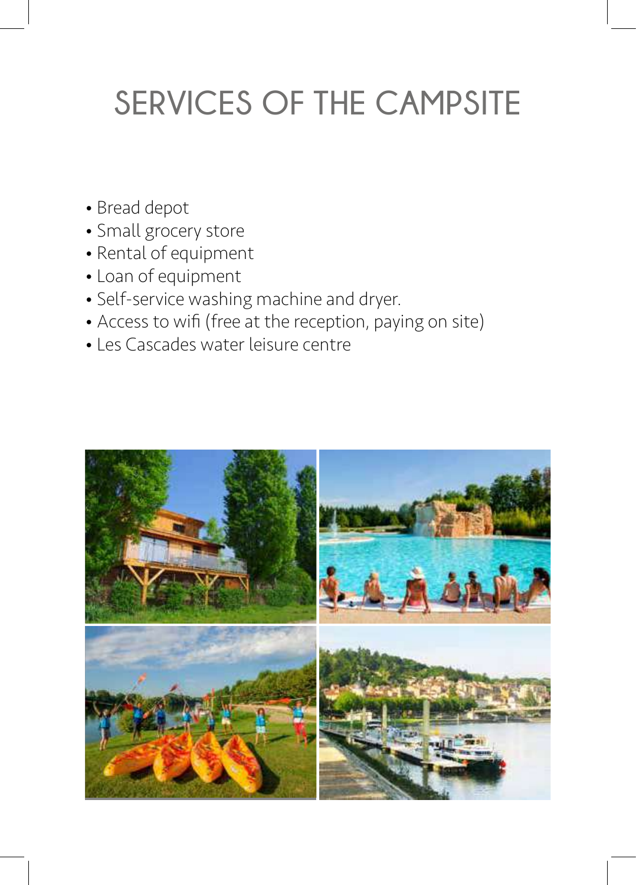# SERVICES OF THE CAMPSITE

- Bread depot
- Small grocery store
- Rental of equipment
- Loan of equipment
- Self-service washing machine and dryer.
- Access to wifi (free at the reception, paying on site)
- Les Cascades water leisure centre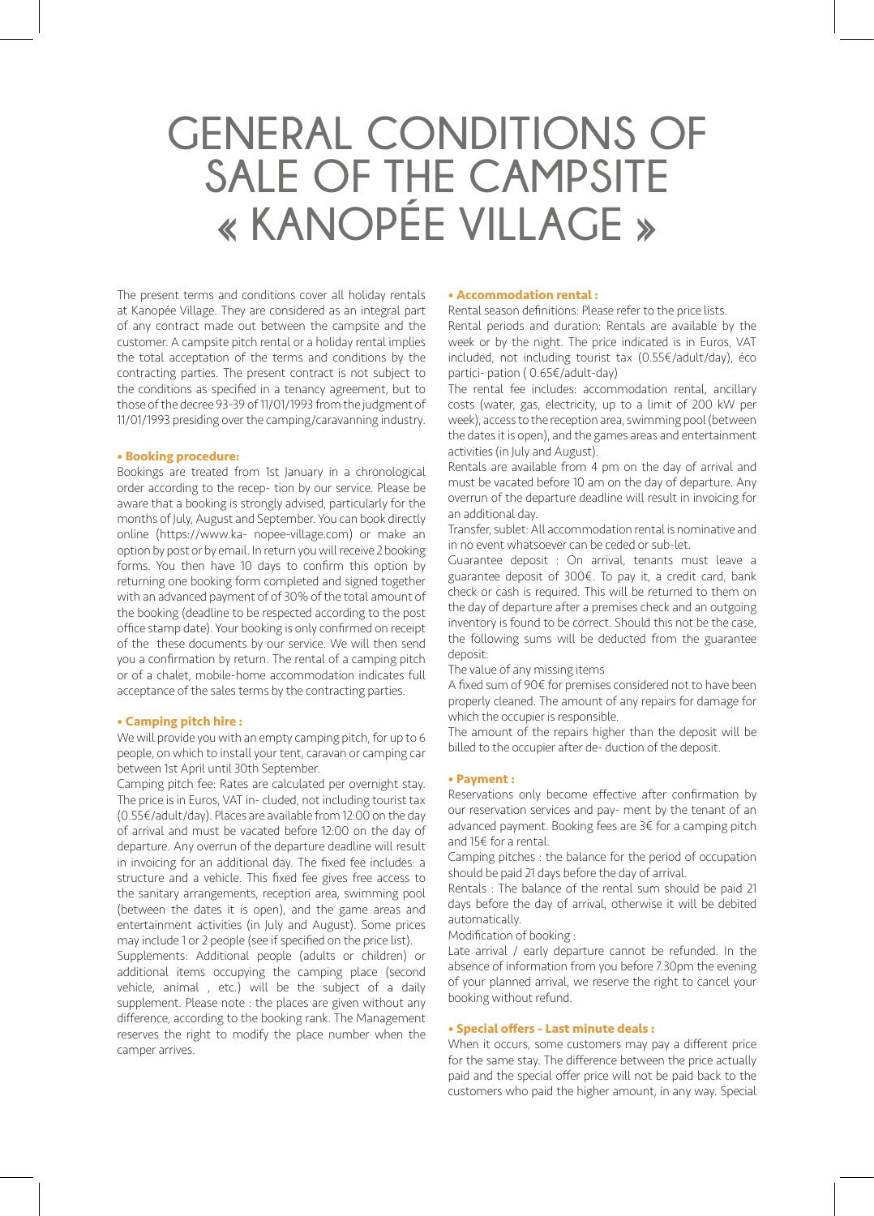# GENERAL CONDITIONS OF SALE OF THE CAMPSITE « KANOPÉE VILLAGE »

The present terms and conditions cover all holiday rentals at Kanopée Village. They are considered as an integral part of any contract made out between the campsite and the customer. A campsite pitch rental or a holiday rental implies the total acceptation of the terms and conditions by the contracting parties. The present contract is not subject to the conditions as specified in a tenancy agreement, but to those of the decree 93-39 of 11/01/1993 from the judgment of 11/01/1993 presiding over the camping/caravanning industry.

**• Booking procedure:**

Bookings are treated from 1st January in a chronological order according to the recep- tion by our service. Please be aware that a booking is strongly advised, particularly for the months of July, August and September. You can book directly online (https://www.ka- nopee-village.com) or make an option by post or by email. In return you will receive 2 booking forms. You then have 10 days to confirm this option by returning one booking form completed and signed together with an advanced payment of of 30% of the total amount of the booking (deadline to be respected according to the post office stamp date). Your booking is only confirmed on receipt of the these documents by our service. We will then send you a confirmation by return. The rental of a camping pitch or of a chalet, mobile-home accommodation indicates full acceptance of the sales terms by the contracting parties.

**• Camping pitch hire :**

We will provide you with an empty camping pitch, for up to 6 people, on which to install your tent, caravan or camping car between 1st April until 30th September.

Camping pitch fee: Rates are calculated per overnight stay. The price is in Euros, VAT in- cluded, not including tourist tax (0.55€/adult/day). Places are available from 12:00 on the day of arrival and must be vacated before 12:00 on the day of departure. Any overrun of the departure deadline will result in invoicing for an additional day. The fixed fee includes: a structure and a vehicle. This fixed fee gives free access to the sanitary arrangements, reception area, swimming pool (between the dates it is open), and the game areas and entertainment activities (in July and August). Some prices may include 1 or 2 people (see if specified on the price list).

Supplements: Additional people (adults or children) or additional items occupying the camping place (second vehicle, animal , etc.) will be the subject of a daily supplement. Please note : the places are given without any difference, according to the booking rank. The Management reserves the right to modify the place number when the camper arrives.

**• Accommodation rental :**

Rental season definitions: Please refer to the price lists.

Rental periods and duration: Rentals are available by the week or by the night. The price indicated is in Euros, VAT included, not including tourist tax (0.55€/adult/day), éco partici- pation ( 0.65€/adult-day)

The rental fee includes: accommodation rental, ancillary costs (water, gas, electricity, up to a limit of 200 kW per week), access to the reception area, swimming pool (between the dates it is open), and the games areas and entertainment activities (in July and August).

Rentals are available from 4 pm on the day of arrival and must be vacated before 10 am on the day of departure. Any overrun of the departure deadline will result in invoicing for an additional day.

Transfer, sublet: All accommodation rental is nominative and in no event whatsoever can be ceded or sub-let.

Guarantee deposit : On arrival, tenants must leave a guarantee deposit of 300€. To pay it, a credit card, bank check or cash is required. This will be returned to them on the day of departure after a premises check and an outgoing inventory is found to be correct. Should this not be the case, the following sums will be deducted from the guarantee deposit:

The value of any missing items

A fixed sum of 90€ for premises considered not to have been properly cleaned. The amount of any repairs for damage for which the occupier is responsible.

The amount of the repairs higher than the deposit will be billed to the occupier after de- duction of the deposit.

**• Payment :**

Reservations only become effective after confirmation by our reservation services and pay- ment by the tenant of an advanced payment. Booking fees are 3€ for a camping pitch and 15€ for a rental.

Camping pitches : the balance for the period of occupation should be paid 21 days before the day of arrival.

Rentals : The balance of the rental sum should be paid 21 days before the day of arrival, otherwise it will be debited automatically.

Modification of booking :

Late arrival / early departure cannot be refunded. In the absence of information from you before 7.30pm the evening of your planned arrival, we reserve the right to cancel your booking without refund.

**• Special offers - Last minute deals :**

When it occurs, some customers may pay a different price for the same stay. The difference between the price actually paid and the special offer price will not be paid back to the customers who paid the higher amount, in any way. Special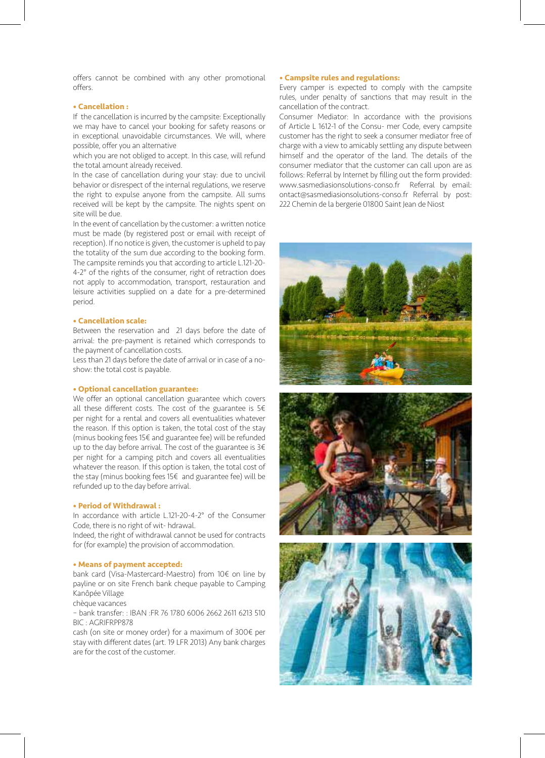offers cannot be combined with any other promotional offers.

**• Cancellation :**

If the cancellation is incurred by the campsite: Exceptionally we may have to cancel your booking for safety reasons or in exceptional unavoidable circumstances. We will, where possible, offer you an alternative

which you are not obliged to accept. In this case, will refund the total amount already received.

In the case of cancellation during your stay: due to uncivil behavior or disrespect of the internal regulations, we reserve the right to expulse anyone from the campsite. All sums received will be kept by the campsite. The nights spent on site will be due.

In the event of cancellation by the customer: a written notice must be made (by registered post or email with receipt of reception). If no notice is given, the customer is upheld to pay the totality of the sum due according to the booking form. The campsite reminds you that according to article L.121-20-4-2° of the rights of the consumer, right of retraction does not apply to accommodation, transport, restauration and leisure activities supplied on a date for a pre-determined period.

**• Cancellation scale:**

Between the reservation and 21 days before the date of arrival: the pre-payment is retained which corresponds to the payment of cancellation costs.

Less than 21 days before the date of arrival or in case of a no-show: the total cost is payable.

**• Optional cancellation guarantee:**

We offer an optional cancellation guarantee which covers all these different costs. The cost of the guarantee is 5€ per night for a rental and covers all eventualities whatever the reason. If this option is taken, the total cost of the stay (minus booking fees 15€ and guarantee fee) will be refunded up to the day before arrival. The cost of the guarantee is 3€ per night for a camping pitch and covers all eventualities whatever the reason. If this option is taken, the total cost of the stay (minus booking fees 15€ and guarantee fee) will be refunded up to the day before arrival.

**• Period of Withdrawal :**

In accordance with article L.121-20-4-2° of the Consumer Code, there is no right of wit- hdrawal.

Indeed, the right of withdrawal cannot be used for contracts for (for example) the provision of accommodation.

**• Means of payment accepted:**

bank card (Visa-Mastercard-Maestro) from 10€ on line by payline or on site French bank cheque payable to Camping Kanôpée Village

chèque vacances

- bank transfer: : IBAN :FR 76 1780 6006 2662 2611 6213 510 BIC : AGRIFRPP878

cash (on site or money order) for a maximum of 300€ per stay with different dates (art. 19 LFR 2013) Any bank charges are for the cost of the customer.

**• Campsite rules and regulations:**

Every camper is expected to comply with the campsite rules, under penalty of sanctions that may result in the cancellation of the contract.

Consumer Mediator: In accordance with the provisions of Article L 1612-1 of the Consu- mer Code, every campsite customer has the right to seek a consumer mediator free of charge with a view to amicably settling any dispute between himself and the operator of the land. The details of the consumer mediator that the customer can call upon are as follows: Referral by Internet by filling out the form provided: www.sasmediasionsolutions-conso.fr Referral by email: ontact@sasmediasionsolutions-conso.fr Referral by post: 222 Chemin de la bergerie 01800 Saint Jean de Niost